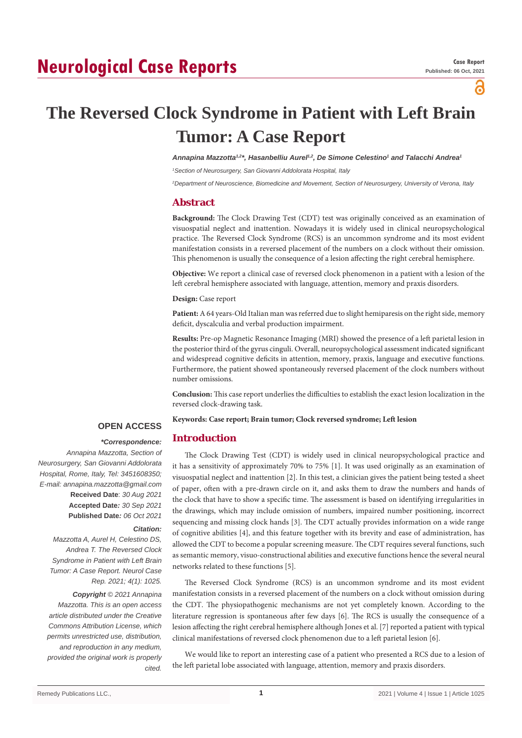# The Reversed Clock Syndrome in Patient with Left Brain Tumor: A Case Report

*Annapina Mazzotta[1,2]*, Hasanbelliu Aurel[1,2], De Simone Celestino[1] and Talacchi Andrea[1]*

[1]Section of Neurosurgery, San Giovanni Addolorata Hospital, Italy

[2]Department of Neuroscience, Biomedicine and Movement, Section of Neurosurgery, University of Verona, Italy

## Abstract

**Background:** The Clock Drawing Test (CDT) test was originally conceived as an examination of visuospatial neglect and inattention. Nowadays it is widely used in clinical neuropsychological practice. The Reversed Clock Syndrome (RCS) is an uncommon syndrome and its most evident manifestation consists in a reversed placement of the numbers on a clock without their omission. This phenomenon is usually the consequence of a lesion affecting the right cerebral hemisphere.

**Objective:** We report a clinical case of reversed clock phenomenon in a patient with a lesion of the left cerebral hemisphere associated with language, attention, memory and praxis disorders.

**Design:** Case report

**Patient:** A 64 years-Old Italian man was referred due to slight hemiparesis on the right side, memory deficit, dyscalculia and verbal production impairment.

**Results:** Pre-op Magnetic Resonance Imaging (MRI) showed the presence of a left parietal lesion in the posterior third of the gyrus cinguli. Overall, neuropsychological assessment indicated significant and widespread cognitive deficits in attention, memory, praxis, language and executive functions. Furthermore, the patient showed spontaneously reversed placement of the clock numbers without number omissions.

**Conclusion:** This case report underlies the difficulties to establish the exact lesion localization in the reversed clock-drawing task.

**Keywords: Case report; Brain tumor; Clock reversed syndrome; Left lesion**

**OPEN ACCESS**

***Correspondence:***

*Annapina Mazzotta, Section of Neurosurgery, San Giovanni Addolorata Hospital, Rome, Italy, Tel: 3451608350; E-mail: annapina.mazzotta@gmail.com*

**Received Date**: *30 Aug 2021*

**Accepted Date***: 30 Sep 2021*

**Published Date***: 06 Oct 2021*

***Citation:***

*Mazzotta A, Aurel H, Celestino DS, Andrea T. The Reversed Clock Syndrome in Patient with Left Brain Tumor: A Case Report. Neurol Case Rep. 2021; 4(1): 1025.*

***Copyright** © 2021 Annapina Mazzotta. This is an open access article distributed under the Creative Commons Attribution License, which permits unrestricted use, distribution, and reproduction in any medium, provided the original work is properly cited.*

## Introduction

The Clock Drawing Test (CDT) is widely used in clinical neuropsychological practice and it has a sensitivity of approximately 70% to 75% [1]. It was used originally as an examination of visuospatial neglect and inattention [2]. In this test, a clinician gives the patient being tested a sheet of paper, often with a pre-drawn circle on it, and asks them to draw the numbers and hands of the clock that have to show a specific time. The assessment is based on identifying irregularities in the drawings, which may include omission of numbers, impaired number positioning, incorrect sequencing and missing clock hands [3]. The CDT actually provides information on a wide range of cognitive abilities [4], and this feature together with its brevity and ease of administration, has allowed the CDT to become a popular screening measure. The CDT requires several functions, such as semantic memory, visuo-constructional abilities and executive functions hence the several neural networks related to these functions [5].

The Reversed Clock Syndrome (RCS) is an uncommon syndrome and its most evident manifestation consists in a reversed placement of the numbers on a clock without omission during the CDT. The physiopathogenic mechanisms are not yet completely known. According to the literature regression is spontaneous after few days [6]. The RCS is usually the consequence of a lesion affecting the right cerebral hemisphere although Jones et al. [7] reported a patient with typical clinical manifestations of reversed clock phenomenon due to a left parietal lesion [6].

We would like to report an interesting case of a patient who presented a RCS due to a lesion of the left parietal lobe associated with language, attention, memory and praxis disorders.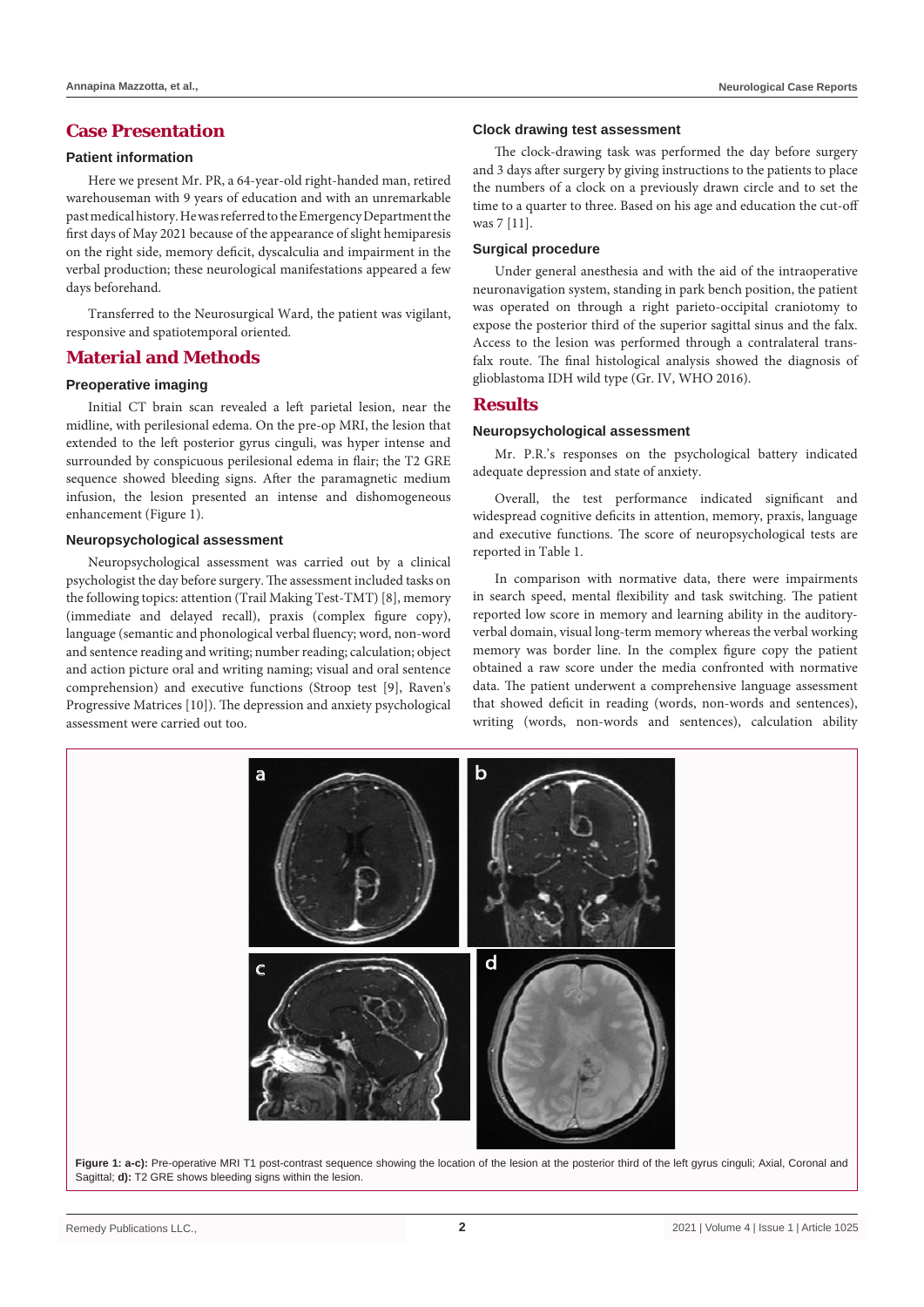## Case Presentation

### Patient information

Here we present Mr. PR, a 64-year-old right-handed man, retired warehouseman with 9 years of education and with an unremarkable past medical history. He was referred to the Emergency Department the first days of May 2021 because of the appearance of slight hemiparesis on the right side, memory deficit, dyscalculia and impairment in the verbal production; these neurological manifestations appeared a few days beforehand.

Transferred to the Neurosurgical Ward, the patient was vigilant, responsive and spatiotemporal oriented.

## Material and Methods

### Preoperative imaging

Initial CT brain scan revealed a left parietal lesion, near the midline, with perilesional edema. On the pre-op MRI, the lesion that extended to the left posterior gyrus cinguli, was hyper intense and surrounded by conspicuous perilesional edema in flair; the T2 GRE sequence showed bleeding signs. After the paramagnetic medium infusion, the lesion presented an intense and dishomogeneous enhancement (Figure 1).

### Neuropsychological assessment

Neuropsychological assessment was carried out by a clinical psychologist the day before surgery. The assessment included tasks on the following topics: attention (Trail Making Test-TMT) [8], memory (immediate and delayed recall), praxis (complex figure copy), language (semantic and phonological verbal fluency; word, non-word and sentence reading and writing; number reading; calculation; object and action picture oral and writing naming; visual and oral sentence comprehension) and executive functions (Stroop test [9], Raven's Progressive Matrices [10]). The depression and anxiety psychological assessment were carried out too.

### Clock drawing test assessment

The clock-drawing task was performed the day before surgery and 3 days after surgery by giving instructions to the patients to place the numbers of a clock on a previously drawn circle and to set the time to a quarter to three. Based on his age and education the cut-off was 7 [11].

### Surgical procedure

Under general anesthesia and with the aid of the intraoperative neuronavigation system, standing in park bench position, the patient was operated on through a right parieto-occipital craniotomy to expose the posterior third of the superior sagittal sinus and the falx. Access to the lesion was performed through a contralateral trans-falx route. The final histological analysis showed the diagnosis of glioblastoma IDH wild type (Gr. IV, WHO 2016).

## Results

### Neuropsychological assessment

Mr. P.R.'s responses on the psychological battery indicated adequate depression and state of anxiety.

Overall, the test performance indicated significant and widespread cognitive deficits in attention, memory, praxis, language and executive functions. The score of neuropsychological tests are reported in Table 1.

In comparison with normative data, there were impairments in search speed, mental flexibility and task switching. The patient reported low score in memory and learning ability in the auditory-verbal domain, visual long-term memory whereas the verbal working memory was border line. In the complex figure copy the patient obtained a raw score under the media confronted with normative data. The patient underwent a comprehensive language assessment that showed deficit in reading (words, non-words and sentences), writing (words, non-words and sentences), calculation ability

**Figure 1: a-c):** Pre-operative MRI T1 post-contrast sequence showing the location of the lesion at the posterior third of the left gyrus cinguli; Axial, Coronal and Sagittal; **d):** T2 GRE shows bleeding signs within the lesion.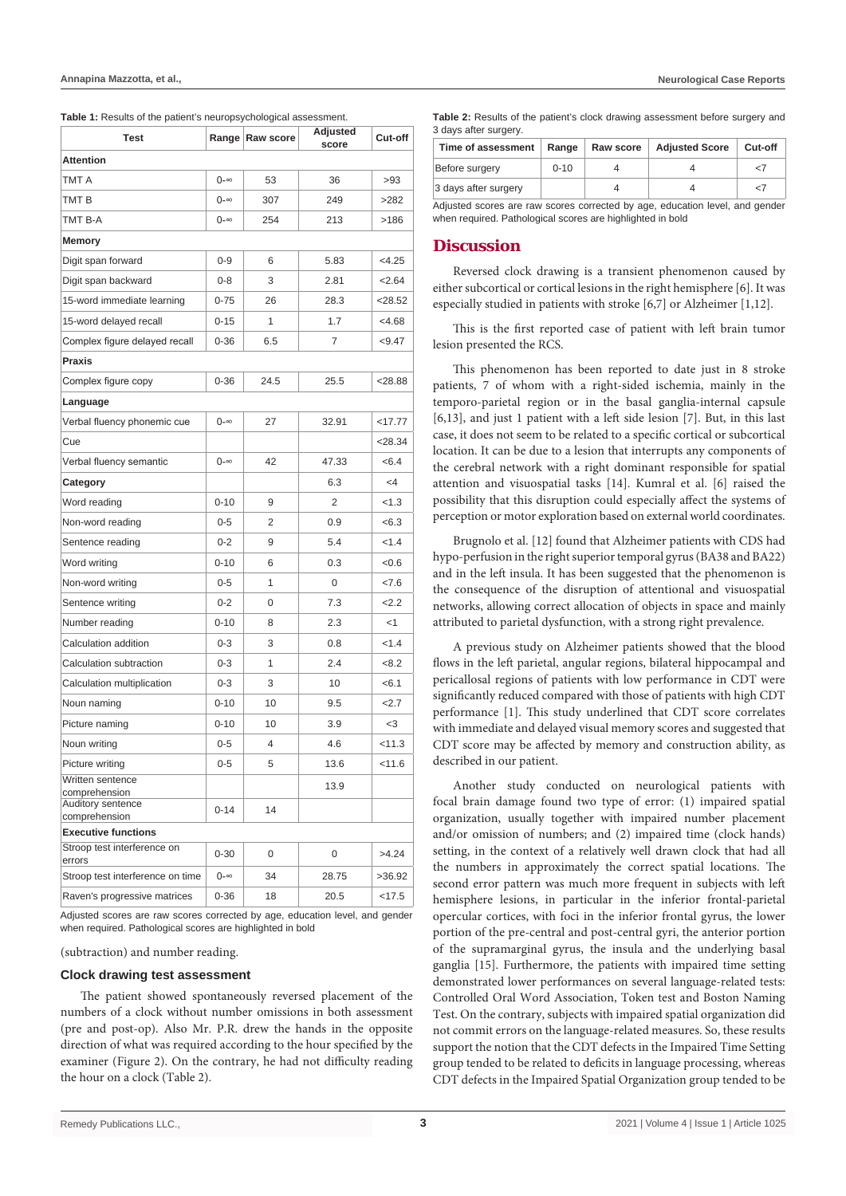**Table 1:** Results of the patient's neuropsychological assessment.

| Test | Range | Raw score | Adjusted score | Cut-off |
|---|---|---|---|---|
| **Attention** | | | | |
| TMT A | 0-∞ | 53 | 36 | >93 |
| TMT B | 0-∞ | 307 | 249 | >282 |
| TMT B-A | 0-∞ | 254 | 213 | >186 |
| **Memory** | | | | |
| Digit span forward | 0-9 | 6 | 5.83 | <4.25 |
| Digit span backward | 0-8 | 3 | 2.81 | <2.64 |
| 15-word immediate learning | 0-75 | 26 | 28.3 | <28.52 |
| 15-word delayed recall | 0-15 | 1 | 1.7 | <4.68 |
| Complex figure delayed recall | 0-36 | 6.5 | 7 | <9.47 |
| **Praxis** | | | | |
| Complex figure copy | 0-36 | 24.5 | 25.5 | <28.88 |
| **Language** | | | | |
| Verbal fluency phonemic cue | 0-∞ | 27 | 32.91 | <17.77 |
| Cue | | | | <28.34 |
| Verbal fluency semantic | 0-∞ | 42 | 47.33 | <6.4 |
| **Category** | | | 6.3 | <4 |
| Word reading | 0-10 | 9 | 2 | <1.3 |
| Non-word reading | 0-5 | 2 | 0.9 | <6.3 |
| Sentence reading | 0-2 | 9 | 5.4 | <1.4 |
| Word writing | 0-10 | 6 | 0.3 | <0.6 |
| Non-word writing | 0-5 | 1 | 0 | <7.6 |
| Sentence writing | 0-2 | 0 | 7.3 | <2.2 |
| Number reading | 0-10 | 8 | 2.3 | <1 |
| Calculation addition | 0-3 | 3 | 0.8 | <1.4 |
| Calculation subtraction | 0-3 | 1 | 2.4 | <8.2 |
| Calculation multiplication | 0-3 | 3 | 10 | <6.1 |
| Noun naming | 0-10 | 10 | 9.5 | <2.7 |
| Picture naming | 0-10 | 10 | 3.9 | <3 |
| Noun writing | 0-5 | 4 | 4.6 | <11.3 |
| Picture writing | 0-5 | 5 | 13.6 | <11.6 |
| Written sentence comprehension | | | 13.9 | |
| Auditory sentence comprehension | 0-14 | 14 | | |
| **Executive functions** | | | | |
| Stroop test interference on errors | 0-30 | 0 | 0 | >4.24 |
| Stroop test interference on time | 0-∞ | 34 | 28.75 | >36.92 |
| Raven's progressive matrices | 0-36 | 18 | 20.5 | <17.5 |

Adjusted scores are raw scores corrected by age, education level, and gender when required. Pathological scores are highlighted in bold

(subtraction) and number reading.

### Clock drawing test assessment

The patient showed spontaneously reversed placement of the numbers of a clock without number omissions in both assessment (pre and post-op). Also Mr. P.R. drew the hands in the opposite direction of what was required according to the hour specified by the examiner (Figure 2). On the contrary, he had not difficulty reading the hour on a clock (Table 2).

**Table 2:** Results of the patient's clock drawing assessment before surgery and 3 days after surgery.

| Time of assessment | Range | Raw score | Adjusted Score | Cut-off |
|---|---|---|---|---|
| Before surgery | 0-10 | 4 | 4 | <7 |
| 3 days after surgery | | 4 | 4 | <7 |

Adjusted scores are raw scores corrected by age, education level, and gender when required. Pathological scores are highlighted in bold

## Discussion

Reversed clock drawing is a transient phenomenon caused by either subcortical or cortical lesions in the right hemisphere [6]. It was especially studied in patients with stroke [6,7] or Alzheimer [1,12].

This is the first reported case of patient with left brain tumor lesion presented the RCS.

This phenomenon has been reported to date just in 8 stroke patients, 7 of whom with a right-sided ischemia, mainly in the temporo-parietal region or in the basal ganglia-internal capsule [6,13], and just 1 patient with a left side lesion [7]. But, in this last case, it does not seem to be related to a specific cortical or subcortical location. It can be due to a lesion that interrupts any components of the cerebral network with a right dominant responsible for spatial attention and visuospatial tasks [14]. Kumral et al. [6] raised the possibility that this disruption could especially affect the systems of perception or motor exploration based on external world coordinates.

Brugnolo et al. [12] found that Alzheimer patients with CDS had hypo-perfusion in the right superior temporal gyrus (BA38 and BA22) and in the left insula. It has been suggested that the phenomenon is the consequence of the disruption of attentional and visuospatial networks, allowing correct allocation of objects in space and mainly attributed to parietal dysfunction, with a strong right prevalence.

A previous study on Alzheimer patients showed that the blood flows in the left parietal, angular regions, bilateral hippocampal and pericallosal regions of patients with low performance in CDT were significantly reduced compared with those of patients with high CDT performance [1]. This study underlined that CDT score correlates with immediate and delayed visual memory scores and suggested that CDT score may be affected by memory and construction ability, as described in our patient.

Another study conducted on neurological patients with focal brain damage found two type of error: (1) impaired spatial organization, usually together with impaired number placement and/or omission of numbers; and (2) impaired time (clock hands) setting, in the context of a relatively well drawn clock that had all the numbers in approximately the correct spatial locations. The second error pattern was much more frequent in subjects with left hemisphere lesions, in particular in the inferior frontal-parietal opercular cortices, with foci in the inferior frontal gyrus, the lower portion of the pre-central and post-central gyri, the anterior portion of the supramarginal gyrus, the insula and the underlying basal ganglia [15]. Furthermore, the patients with impaired time setting demonstrated lower performances on several language-related tests: Controlled Oral Word Association, Token test and Boston Naming Test. On the contrary, subjects with impaired spatial organization did not commit errors on the language-related measures. So, these results support the notion that the CDT defects in the Impaired Time Setting group tended to be related to deficits in language processing, whereas CDT defects in the Impaired Spatial Organization group tended to be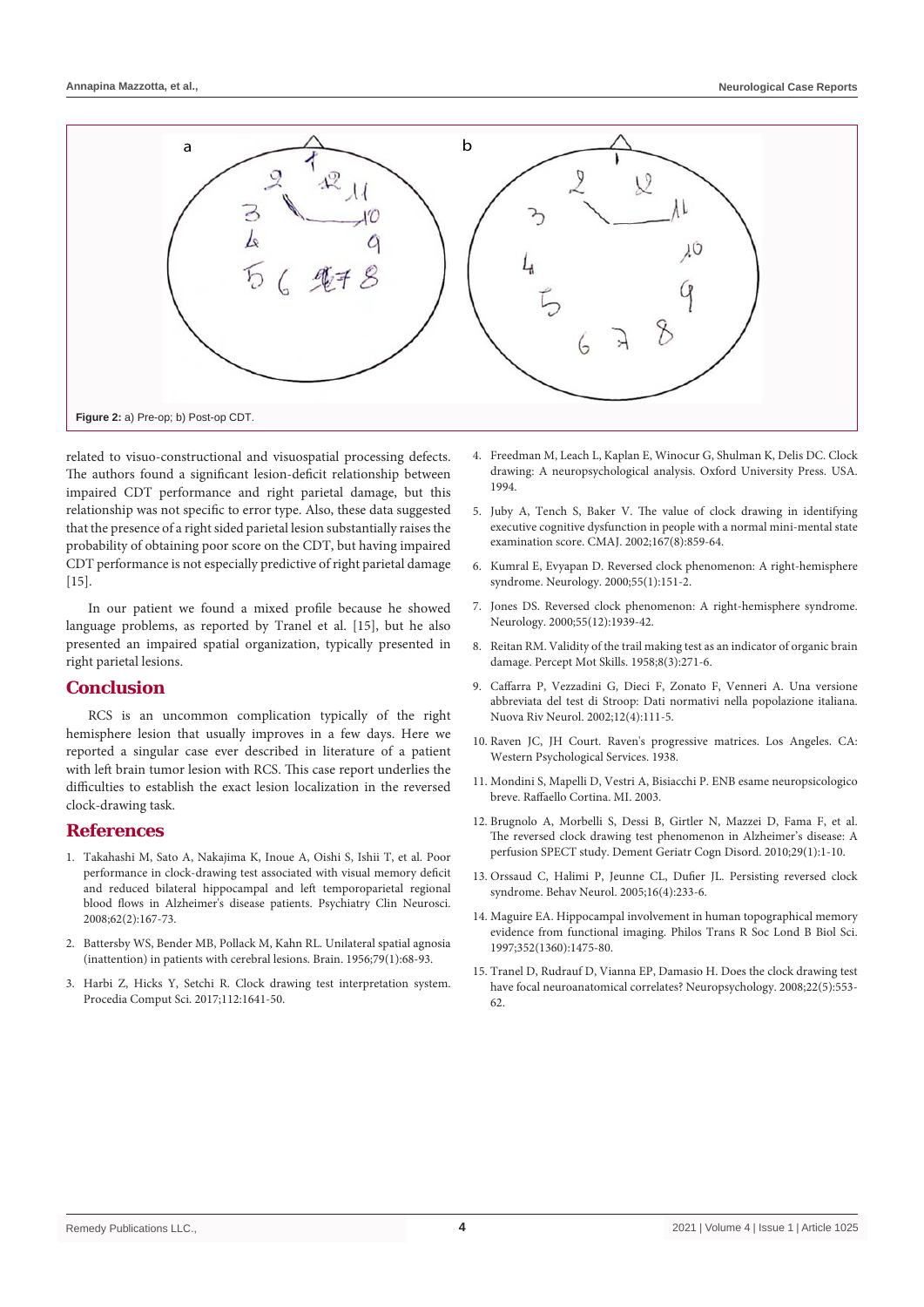Figure 2: a) Pre-op; b) Post-op CDT.

related to visuo-constructional and visuospatial processing defects. The authors found a significant lesion-deficit relationship between impaired CDT performance and right parietal damage, but this relationship was not specific to error type. Also, these data suggested that the presence of a right sided parietal lesion substantially raises the probability of obtaining poor score on the CDT, but having impaired CDT performance is not especially predictive of right parietal damage [15].

In our patient we found a mixed profile because he showed language problems, as reported by Tranel et al. [15], but he also presented an impaired spatial organization, typically presented in right parietal lesions.

## Conclusion

RCS is an uncommon complication typically of the right hemisphere lesion that usually improves in a few days. Here we reported a singular case ever described in literature of a patient with left brain tumor lesion with RCS. This case report underlies the difficulties to establish the exact lesion localization in the reversed clock-drawing task.

## References

1. Takahashi M, Sato A, Nakajima K, Inoue A, Oishi S, Ishii T, et al. Poor performance in clock-drawing test associated with visual memory deficit and reduced bilateral hippocampal and left temporoparietal regional blood flows in Alzheimer's disease patients. Psychiatry Clin Neurosci. 2008;62(2):167-73.
2. Battersby WS, Bender MB, Pollack M, Kahn RL. Unilateral spatial agnosia (inattention) in patients with cerebral lesions. Brain. 1956;79(1):68-93.
3. Harbi Z, Hicks Y, Setchi R. Clock drawing test interpretation system. Procedia Comput Sci. 2017;112:1641-50.
4. Freedman M, Leach L, Kaplan E, Winocur G, Shulman K, Delis DC. Clock drawing: A neuropsychological analysis. Oxford University Press. USA. 1994.
5. Juby A, Tench S, Baker V. The value of clock drawing in identifying executive cognitive dysfunction in people with a normal mini-mental state examination score. CMAJ. 2002;167(8):859-64.
6. Kumral E, Evyapan D. Reversed clock phenomenon: A right-hemisphere syndrome. Neurology. 2000;55(1):151-2.
7. Jones DS. Reversed clock phenomenon: A right-hemisphere syndrome. Neurology. 2000;55(12):1939-42.
8. Reitan RM. Validity of the trail making test as an indicator of organic brain damage. Percept Mot Skills. 1958;8(3):271-6.
9. Caffarra P, Vezzadini G, Dieci F, Zonato F, Venneri A. Una versione abbreviata del test di Stroop: Dati normativi nella popolazione italiana. Nuova Riv Neurol. 2002;12(4):111-5.
10. Raven JC, JH Court. Raven's progressive matrices. Los Angeles. CA: Western Psychological Services. 1938.
11. Mondini S, Mapelli D, Vestri A, Bisiacchi P. ENB esame neuropsicologico breve. Raffaello Cortina. MI. 2003.
12. Brugnolo A, Morbelli S, Dessi B, Girtler N, Mazzei D, Fama F, et al. The reversed clock drawing test phenomenon in Alzheimer's disease: A perfusion SPECT study. Dement Geriatr Cogn Disord. 2010;29(1):1-10.
13. Orssaud C, Halimi P, Jeunne CL, Dufier JL. Persisting reversed clock syndrome. Behav Neurol. 2005;16(4):233-6.
14. Maguire EA. Hippocampal involvement in human topographical memory evidence from functional imaging. Philos Trans R Soc Lond B Biol Sci. 1997;352(1360):1475-80.
15. Tranel D, Rudrauf D, Vianna EP, Damasio H. Does the clock drawing test have focal neuroanatomical correlates? Neuropsychology. 2008;22(5):553-62.